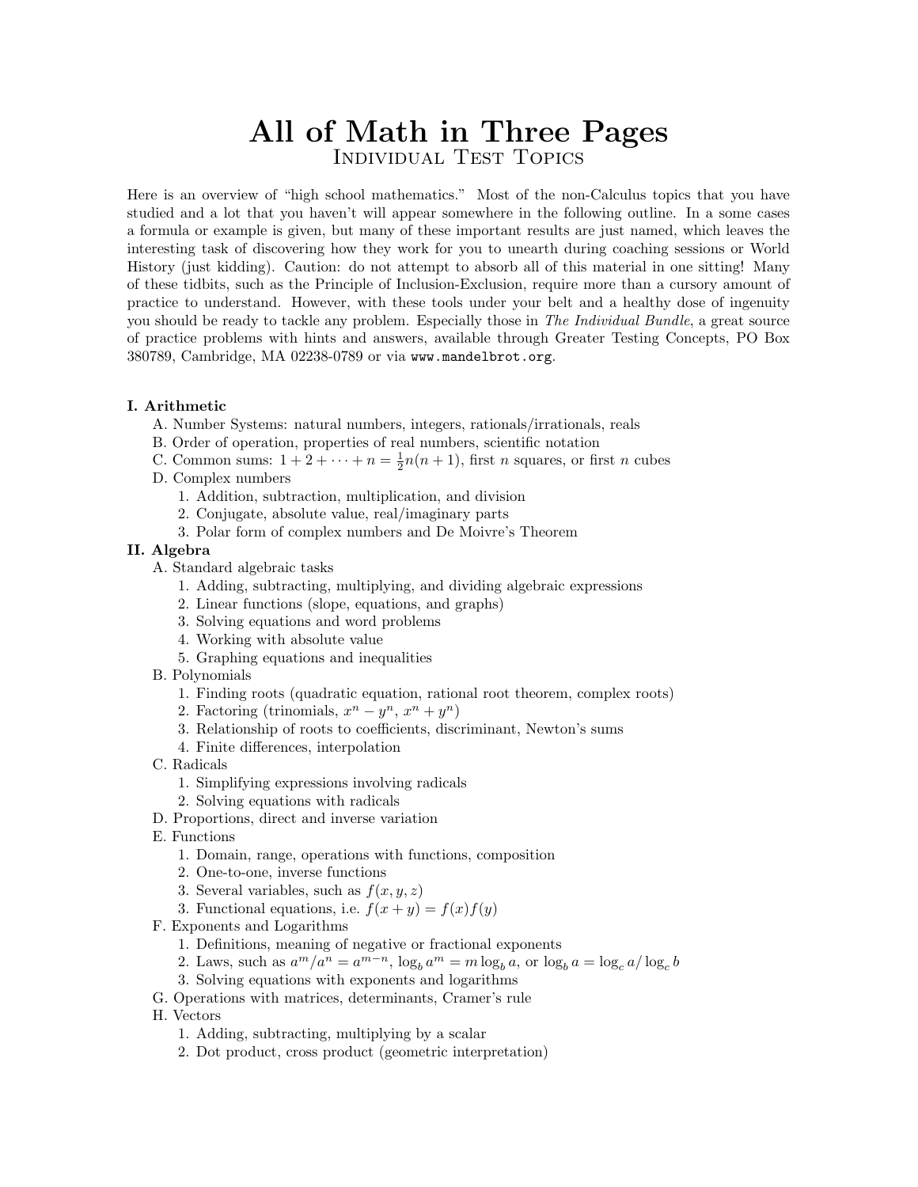# All of Math in Three Pages

## Individual Test Topics

Here is an overview of "high school mathematics." Most of the non-Calculus topics that you have studied and a lot that you haven't will appear somewhere in the following outline. In a some cases a formula or example is given, but many of these important results are just named, which leaves the interesting task of discovering how they work for you to unearth during coaching sessions or World History (just kidding). Caution: do not attempt to absorb all of this material in one sitting! Many of these tidbits, such as the Principle of Inclusion-Exclusion, require more than a cursory amount of practice to understand. However, with these tools under your belt and a healthy dose of ingenuity you should be ready to tackle any problem. Especially those in *The Individual Bundle*, a great source of practice problems with hints and answers, available through Greater Testing Concepts, PO Box 380789, Cambridge, MA 02238-0789 or via `www.mandelbrot.org`.

**I. Arithmetic**

- A. Number Systems: natural numbers, integers, rationals/irrationals, reals
- B. Order of operation, properties of real numbers, scientific notation
- C. Common sums: $1 + 2 + \cdots + n = \frac{1}{2}n(n+1)$, first $n$ squares, or first $n$ cubes
- D. Complex numbers
  1. Addition, subtraction, multiplication, and division
  2. Conjugate, absolute value, real/imaginary parts
  3. Polar form of complex numbers and De Moivre's Theorem

**II. Algebra**

- A. Standard algebraic tasks
  1. Adding, subtracting, multiplying, and dividing algebraic expressions
  2. Linear functions (slope, equations, and graphs)
  3. Solving equations and word problems
  4. Working with absolute value
  5. Graphing equations and inequalities
- B. Polynomials
  1. Finding roots (quadratic equation, rational root theorem, complex roots)
  2. Factoring (trinomials, $x^n - y^n$, $x^n + y^n$)
  3. Relationship of roots to coefficients, discriminant, Newton's sums
  4. Finite differences, interpolation
- C. Radicals
  1. Simplifying expressions involving radicals
  2. Solving equations with radicals
- D. Proportions, direct and inverse variation
- E. Functions
  1. Domain, range, operations with functions, composition
  2. One-to-one, inverse functions
  3. Several variables, such as $f(x, y, z)$
  3. Functional equations, i.e. $f(x + y) = f(x)f(y)$
- F. Exponents and Logarithms
  1. Definitions, meaning of negative or fractional exponents
  2. Laws, such as $a^m/a^n = a^{m-n}$, $\log_b a^m = m \log_b a$, or $\log_b a = \log_c a / \log_c b$
  3. Solving equations with exponents and logarithms
- G. Operations with matrices, determinants, Cramer's rule
- H. Vectors
  1. Adding, subtracting, multiplying by a scalar
  2. Dot product, cross product (geometric interpretation)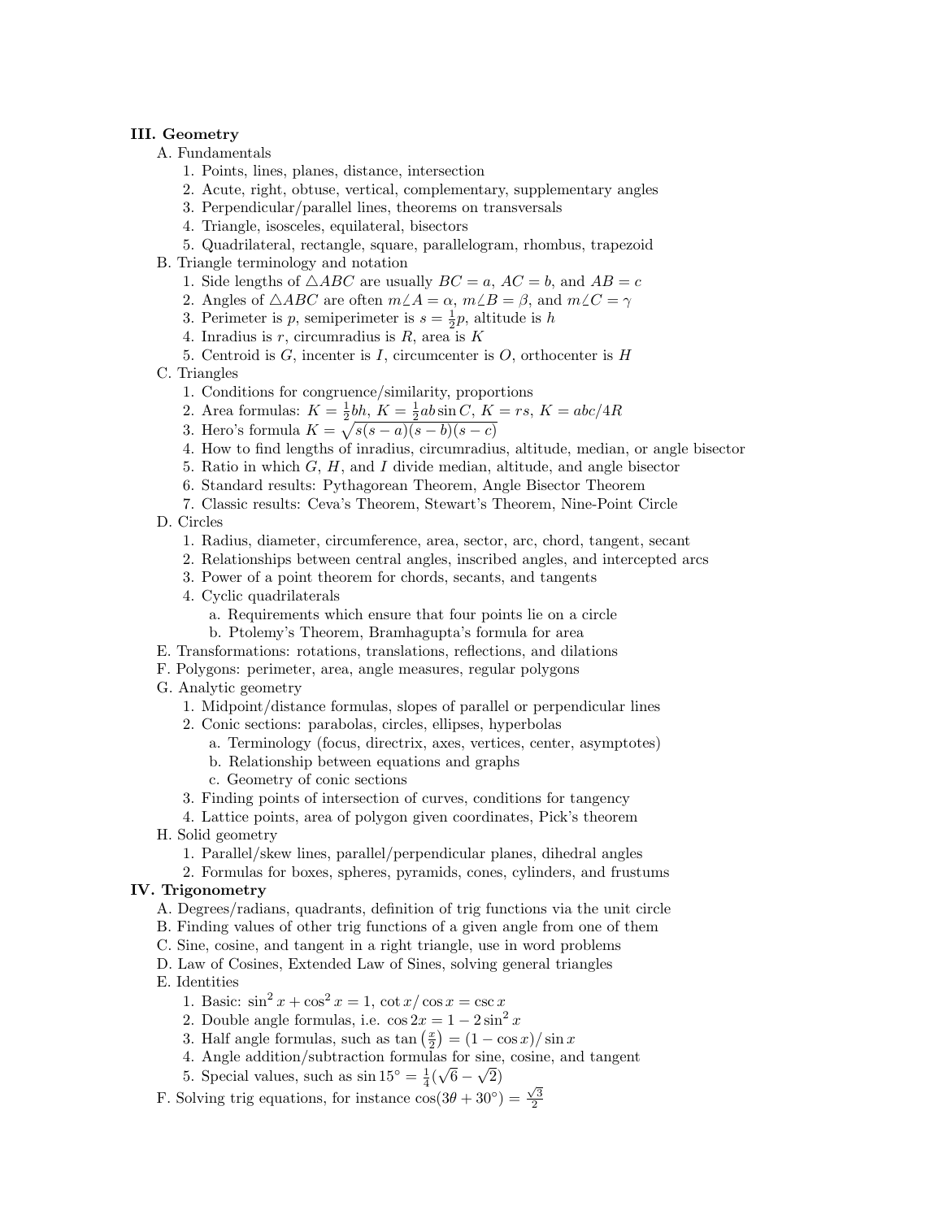**III. Geometry**

- A. Fundamentals
  1. Points, lines, planes, distance, intersection
  2. Acute, right, obtuse, vertical, complementary, supplementary angles
  3. Perpendicular/parallel lines, theorems on transversals
  4. Triangle, isosceles, equilateral, bisectors
  5. Quadrilateral, rectangle, square, parallelogram, rhombus, trapezoid
- B. Triangle terminology and notation
  1. Side lengths of $\triangle ABC$ are usually $BC = a$, $AC = b$, and $AB = c$
  2. Angles of $\triangle ABC$ are often $m\angle A = \alpha$, $m\angle B = \beta$, and $m\angle C = \gamma$
  3. Perimeter is $p$, semiperimeter is $s = \frac{1}{2}p$, altitude is $h$
  4. Inradius is $r$, circumradius is $R$, area is $K$
  5. Centroid is $G$, incenter is $I$, circumcenter is $O$, orthocenter is $H$
- C. Triangles
  1. Conditions for congruence/similarity, proportions
  2. Area formulas: $K = \frac{1}{2}bh$, $K = \frac{1}{2}ab\sin C$, $K = rs$, $K = abc/4R$
  3. Hero's formula $K = \sqrt{s(s-a)(s-b)(s-c)}$
  4. How to find lengths of inradius, circumradius, altitude, median, or angle bisector
  5. Ratio in which $G$, $H$, and $I$ divide median, altitude, and angle bisector
  6. Standard results: Pythagorean Theorem, Angle Bisector Theorem
  7. Classic results: Ceva's Theorem, Stewart's Theorem, Nine-Point Circle
- D. Circles
  1. Radius, diameter, circumference, area, sector, arc, chord, tangent, secant
  2. Relationships between central angles, inscribed angles, and intercepted arcs
  3. Power of a point theorem for chords, secants, and tangents
  4. Cyclic quadrilaterals
     - a. Requirements which ensure that four points lie on a circle
     - b. Ptolemy's Theorem, Bramhagupta's formula for area
- E. Transformations: rotations, translations, reflections, and dilations
- F. Polygons: perimeter, area, angle measures, regular polygons
- G. Analytic geometry
  1. Midpoint/distance formulas, slopes of parallel or perpendicular lines
  2. Conic sections: parabolas, circles, ellipses, hyperbolas
     - a. Terminology (focus, directrix, axes, vertices, center, asymptotes)
     - b. Relationship between equations and graphs
     - c. Geometry of conic sections
  3. Finding points of intersection of curves, conditions for tangency
  4. Lattice points, area of polygon given coordinates, Pick's theorem
- H. Solid geometry
  1. Parallel/skew lines, parallel/perpendicular planes, dihedral angles
  2. Formulas for boxes, spheres, pyramids, cones, cylinders, and frustums

**IV. Trigonometry**

- A. Degrees/radians, quadrants, definition of trig functions via the unit circle
- B. Finding values of other trig functions of a given angle from one of them
- C. Sine, cosine, and tangent in a right triangle, use in word problems
- D. Law of Cosines, Extended Law of Sines, solving general triangles
- E. Identities
  1. Basic: $\sin^2 x + \cos^2 x = 1$, $\cot x / \cos x = \csc x$
  2. Double angle formulas, i.e. $\cos 2x = 1 - 2\sin^2 x$
  3. Half angle formulas, such as $\tan\left(\frac{x}{2}\right) = (1 - \cos x)/\sin x$
  4. Angle addition/subtraction formulas for sine, cosine, and tangent
  5. Special values, such as $\sin 15^\circ = \frac{1}{4}(\sqrt{6} - \sqrt{2})$
- F. Solving trig equations, for instance $\cos(3\theta + 30^\circ) = \frac{\sqrt{3}}{2}$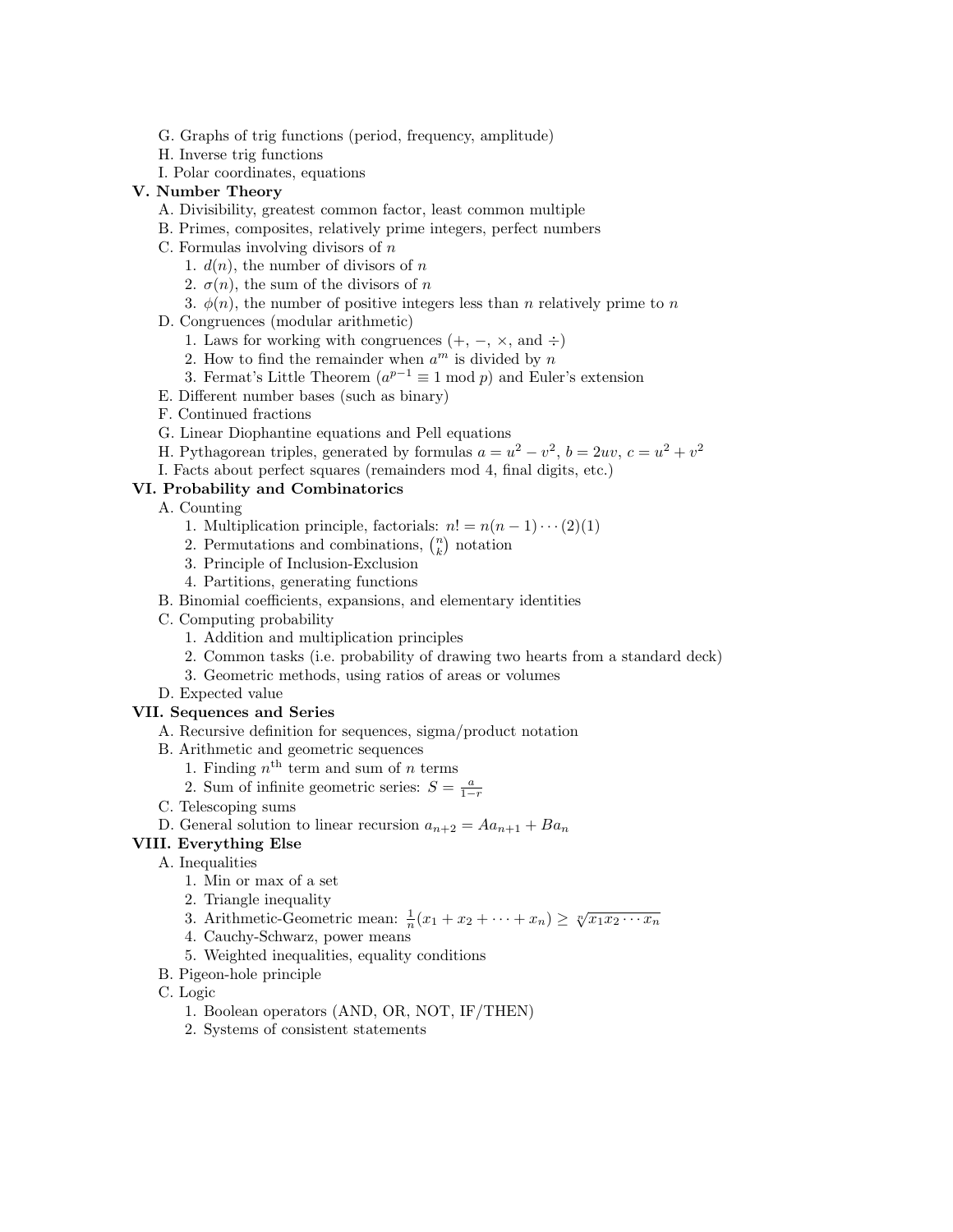- G. Graphs of trig functions (period, frequency, amplitude)
- H. Inverse trig functions
- I. Polar coordinates, equations

**V. Number Theory**

- A. Divisibility, greatest common factor, least common multiple
- B. Primes, composites, relatively prime integers, perfect numbers
- C. Formulas involving divisors of $n$
  1. $d(n)$, the number of divisors of $n$
  2. $\sigma(n)$, the sum of the divisors of $n$
  3. $\phi(n)$, the number of positive integers less than $n$ relatively prime to $n$
- D. Congruences (modular arithmetic)
  1. Laws for working with congruences ($+$, $-$, $\times$, and $\div$)
  2. How to find the remainder when $a^m$ is divided by $n$
  3. Fermat's Little Theorem ($a^{p-1} \equiv 1 \bmod p$) and Euler's extension
- E. Different number bases (such as binary)
- F. Continued fractions
- G. Linear Diophantine equations and Pell equations
- H. Pythagorean triples, generated by formulas $a = u^2 - v^2$, $b = 2uv$, $c = u^2 + v^2$
- I. Facts about perfect squares (remainders mod 4, final digits, etc.)

**VI. Probability and Combinatorics**

- A. Counting
  1. Multiplication principle, factorials: $n! = n(n-1)\cdots(2)(1)$
  2. Permutations and combinations, $\binom{n}{k}$ notation
  3. Principle of Inclusion-Exclusion
  4. Partitions, generating functions
- B. Binomial coefficients, expansions, and elementary identities
- C. Computing probability
  1. Addition and multiplication principles
  2. Common tasks (i.e. probability of drawing two hearts from a standard deck)
  3. Geometric methods, using ratios of areas or volumes
- D. Expected value

**VII. Sequences and Series**

- A. Recursive definition for sequences, sigma/product notation
- B. Arithmetic and geometric sequences
  1. Finding $n^{\text{th}}$ term and sum of $n$ terms
  2. Sum of infinite geometric series: $S = \frac{a}{1-r}$
- C. Telescoping sums
- D. General solution to linear recursion $a_{n+2} = Aa_{n+1} + Ba_n$

**VIII. Everything Else**

- A. Inequalities
  1. Min or max of a set
  2. Triangle inequality
  3. Arithmetic-Geometric mean: $\frac{1}{n}(x_1 + x_2 + \cdots + x_n) \geq \sqrt[n]{x_1 x_2 \cdots x_n}$
  4. Cauchy-Schwarz, power means
  5. Weighted inequalities, equality conditions
- B. Pigeon-hole principle
- C. Logic
  1. Boolean operators (AND, OR, NOT, IF/THEN)
  2. Systems of consistent statements